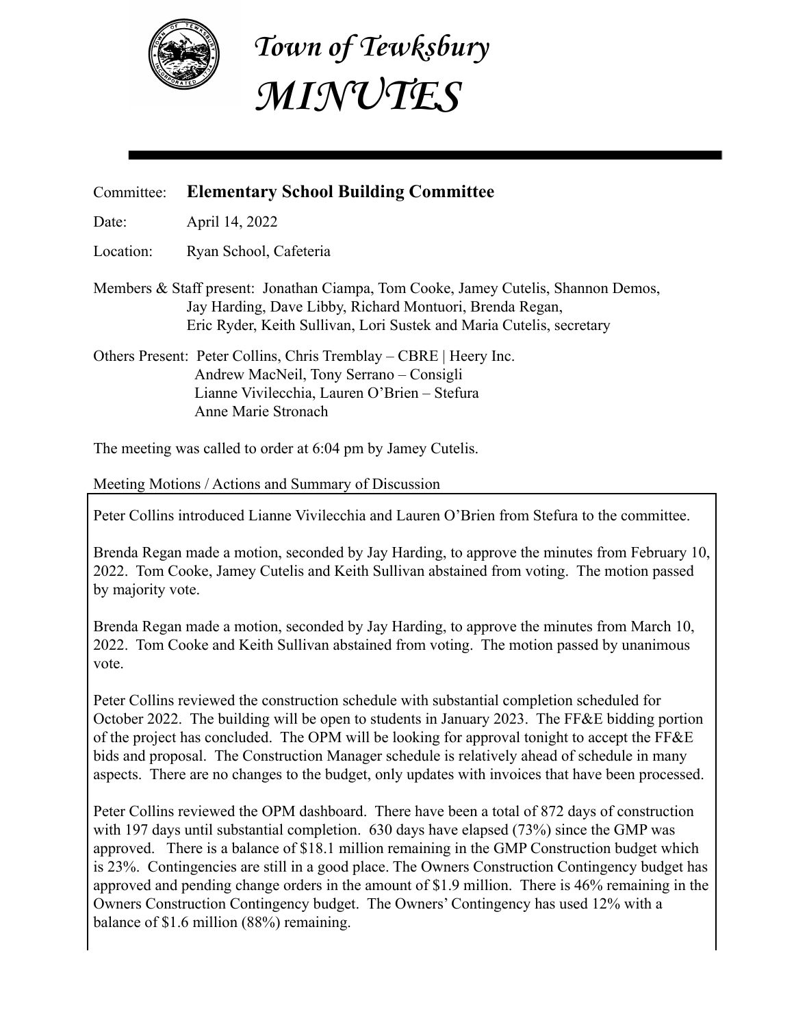# *Town of Tewksbury*
# *MINUTES*

Committee: **Elementary School Building Committee**

Date: April 14, 2022

Location: Ryan School, Cafeteria

Members & Staff present: Jonathan Ciampa, Tom Cooke, Jamey Cutelis, Shannon Demos, Jay Harding, Dave Libby, Richard Montuori, Brenda Regan, Eric Ryder, Keith Sullivan, Lori Sustek and Maria Cutelis, secretary

Others Present: Peter Collins, Chris Tremblay – CBRE | Heery Inc.
Andrew MacNeil, Tony Serrano – Consigli
Lianne Vivilecchia, Lauren O'Brien – Stefura
Anne Marie Stronach

The meeting was called to order at 6:04 pm by Jamey Cutelis.

Meeting Motions / Actions and Summary of Discussion

Peter Collins introduced Lianne Vivilecchia and Lauren O'Brien from Stefura to the committee.

Brenda Regan made a motion, seconded by Jay Harding, to approve the minutes from February 10, 2022. Tom Cooke, Jamey Cutelis and Keith Sullivan abstained from voting. The motion passed by majority vote.

Brenda Regan made a motion, seconded by Jay Harding, to approve the minutes from March 10, 2022. Tom Cooke and Keith Sullivan abstained from voting. The motion passed by unanimous vote.

Peter Collins reviewed the construction schedule with substantial completion scheduled for October 2022. The building will be open to students in January 2023. The FF&E bidding portion of the project has concluded. The OPM will be looking for approval tonight to accept the FF&E bids and proposal. The Construction Manager schedule is relatively ahead of schedule in many aspects. There are no changes to the budget, only updates with invoices that have been processed.

Peter Collins reviewed the OPM dashboard. There have been a total of 872 days of construction with 197 days until substantial completion. 630 days have elapsed (73%) since the GMP was approved. There is a balance of $18.1 million remaining in the GMP Construction budget which is 23%. Contingencies are still in a good place. The Owners Construction Contingency budget has approved and pending change orders in the amount of $1.9 million. There is 46% remaining in the Owners Construction Contingency budget. The Owners' Contingency has used 12% with a balance of $1.6 million (88%) remaining.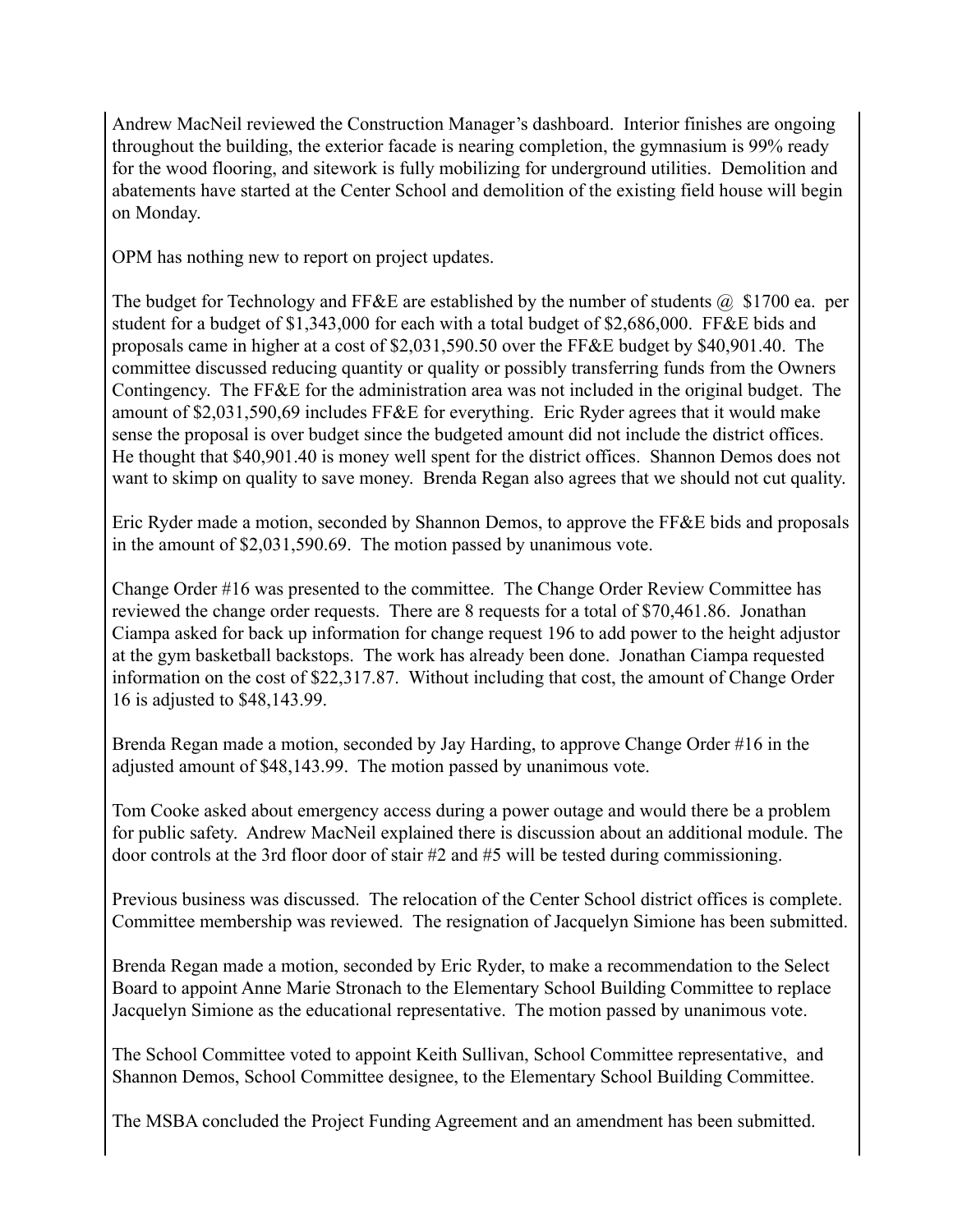Andrew MacNeil reviewed the Construction Manager's dashboard. Interior finishes are ongoing throughout the building, the exterior facade is nearing completion, the gymnasium is 99% ready for the wood flooring, and sitework is fully mobilizing for underground utilities. Demolition and abatements have started at the Center School and demolition of the existing field house will begin on Monday.

OPM has nothing new to report on project updates.

The budget for Technology and FF&E are established by the number of students @ $1700 ea. per student for a budget of $1,343,000 for each with a total budget of $2,686,000. FF&E bids and proposals came in higher at a cost of $2,031,590.50 over the FF&E budget by $40,901.40. The committee discussed reducing quantity or quality or possibly transferring funds from the Owners Contingency. The FF&E for the administration area was not included in the original budget. The amount of $2,031,590,69 includes FF&E for everything. Eric Ryder agrees that it would make sense the proposal is over budget since the budgeted amount did not include the district offices. He thought that $40,901.40 is money well spent for the district offices. Shannon Demos does not want to skimp on quality to save money. Brenda Regan also agrees that we should not cut quality.

Eric Ryder made a motion, seconded by Shannon Demos, to approve the FF&E bids and proposals in the amount of $2,031,590.69. The motion passed by unanimous vote.

Change Order #16 was presented to the committee. The Change Order Review Committee has reviewed the change order requests. There are 8 requests for a total of $70,461.86. Jonathan Ciampa asked for back up information for change request 196 to add power to the height adjustor at the gym basketball backstops. The work has already been done. Jonathan Ciampa requested information on the cost of $22,317.87. Without including that cost, the amount of Change Order 16 is adjusted to $48,143.99.

Brenda Regan made a motion, seconded by Jay Harding, to approve Change Order #16 in the adjusted amount of $48,143.99. The motion passed by unanimous vote.

Tom Cooke asked about emergency access during a power outage and would there be a problem for public safety. Andrew MacNeil explained there is discussion about an additional module. The door controls at the 3rd floor door of stair #2 and #5 will be tested during commissioning.

Previous business was discussed. The relocation of the Center School district offices is complete. Committee membership was reviewed. The resignation of Jacquelyn Simione has been submitted.

Brenda Regan made a motion, seconded by Eric Ryder, to make a recommendation to the Select Board to appoint Anne Marie Stronach to the Elementary School Building Committee to replace Jacquelyn Simione as the educational representative. The motion passed by unanimous vote.

The School Committee voted to appoint Keith Sullivan, School Committee representative, and Shannon Demos, School Committee designee, to the Elementary School Building Committee.

The MSBA concluded the Project Funding Agreement and an amendment has been submitted.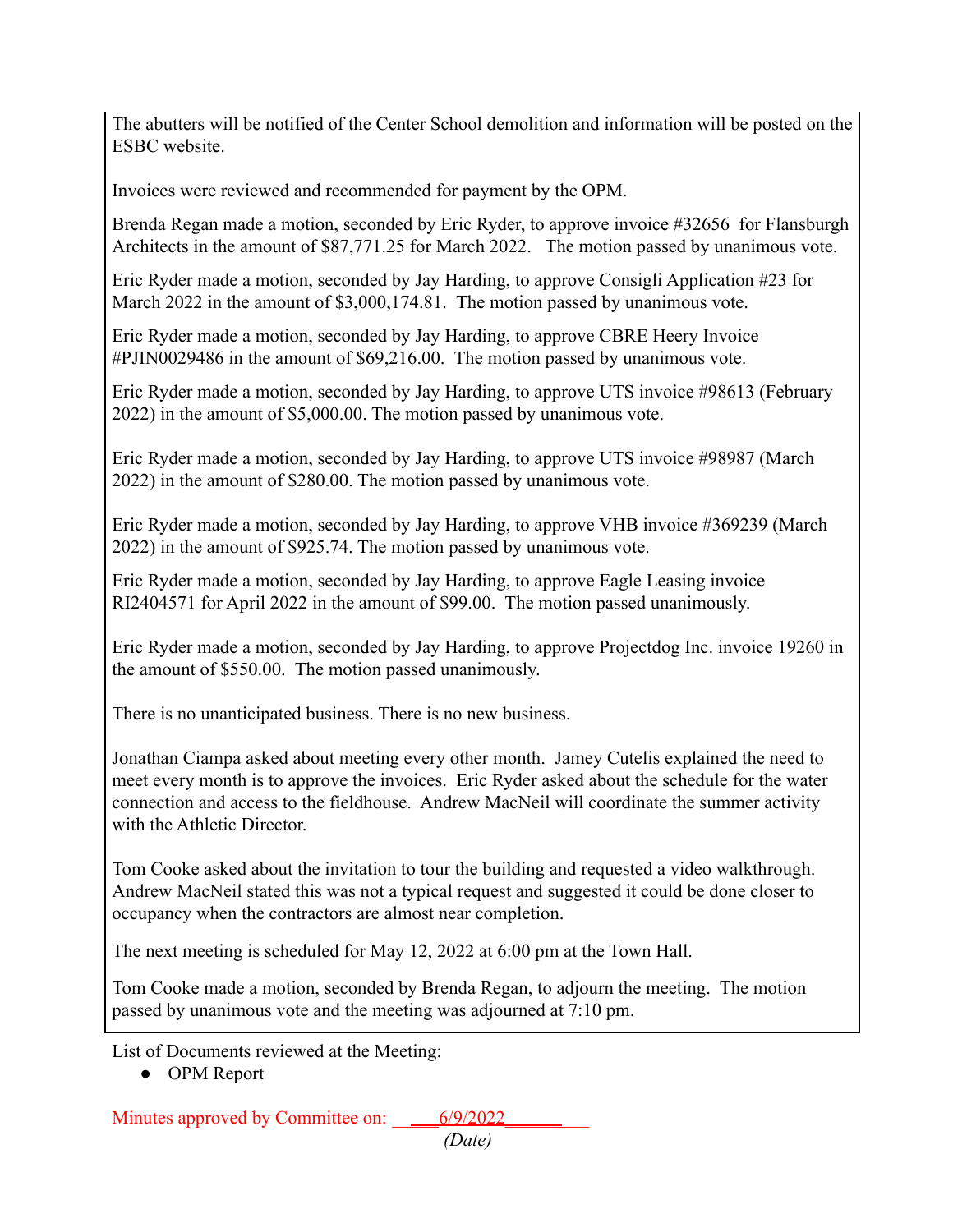The abutters will be notified of the Center School demolition and information will be posted on the ESBC website.

Invoices were reviewed and recommended for payment by the OPM.

Brenda Regan made a motion, seconded by Eric Ryder, to approve invoice #32656 for Flansburgh Architects in the amount of $87,771.25 for March 2022. The motion passed by unanimous vote.

Eric Ryder made a motion, seconded by Jay Harding, to approve Consigli Application #23 for March 2022 in the amount of $3,000,174.81. The motion passed by unanimous vote.

Eric Ryder made a motion, seconded by Jay Harding, to approve CBRE Heery Invoice #PJIN0029486 in the amount of $69,216.00. The motion passed by unanimous vote.

Eric Ryder made a motion, seconded by Jay Harding, to approve UTS invoice #98613 (February 2022) in the amount of $5,000.00. The motion passed by unanimous vote.

Eric Ryder made a motion, seconded by Jay Harding, to approve UTS invoice #98987 (March 2022) in the amount of $280.00. The motion passed by unanimous vote.

Eric Ryder made a motion, seconded by Jay Harding, to approve VHB invoice #369239 (March 2022) in the amount of $925.74. The motion passed by unanimous vote.

Eric Ryder made a motion, seconded by Jay Harding, to approve Eagle Leasing invoice RI2404571 for April 2022 in the amount of $99.00. The motion passed unanimously.

Eric Ryder made a motion, seconded by Jay Harding, to approve Projectdog Inc. invoice 19260 in the amount of $550.00. The motion passed unanimously.

There is no unanticipated business. There is no new business.

Jonathan Ciampa asked about meeting every other month. Jamey Cutelis explained the need to meet every month is to approve the invoices. Eric Ryder asked about the schedule for the water connection and access to the fieldhouse. Andrew MacNeil will coordinate the summer activity with the Athletic Director.

Tom Cooke asked about the invitation to tour the building and requested a video walkthrough. Andrew MacNeil stated this was not a typical request and suggested it could be done closer to occupancy when the contractors are almost near completion.

The next meeting is scheduled for May 12, 2022 at 6:00 pm at the Town Hall.

Tom Cooke made a motion, seconded by Brenda Regan, to adjourn the meeting. The motion passed by unanimous vote and the meeting was adjourned at 7:10 pm.

List of Documents reviewed at the Meeting:

- OPM Report

Minutes approved by Committee on: 6/9/2022
*(Date)*